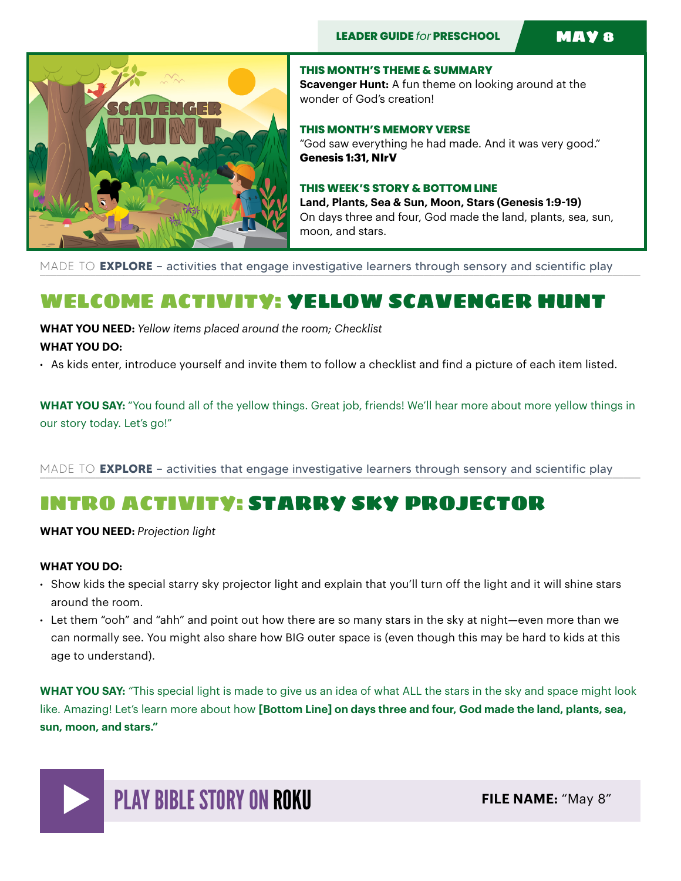LEADER GUIDE *for* PRESCHOOL — MAY 8

### THIS MONTH'S THEME & SUMMARY

**Scavenger Hunt:** A fun theme on looking around at the wonder of God's creation!

### THIS MONTH'S MEMORY VERSE

"God saw everything he had made. And it was very good."
**Genesis 1:31, NIrV**

### THIS WEEK'S STORY & BOTTOM LINE

**Land, Plants, Sea & Sun, Moon, Stars (Genesis 1:9-19)**
On days three and four, God made the land, plants, sea, sun, moon, and stars.

---

MADE TO **EXPLORE** – activities that engage investigative learners through sensory and scientific play

## WELCOME ACTIVITY: YELLOW SCAVENGER HUNT

**WHAT YOU NEED:** *Yellow items placed around the room; Checklist*

**WHAT YOU DO:**

- As kids enter, introduce yourself and invite them to follow a checklist and find a picture of each item listed.

**WHAT YOU SAY:** "You found all of the yellow things. Great job, friends! We'll hear more about more yellow things in our story today. Let's go!"

---

MADE TO **EXPLORE** – activities that engage investigative learners through sensory and scientific play

## INTRO ACTIVITY: STARRY SKY PROJECTOR

**WHAT YOU NEED:** *Projection light*

**WHAT YOU DO:**

- Show kids the special starry sky projector light and explain that you'll turn off the light and it will shine stars around the room.
- Let them "ooh" and "ahh" and point out how there are so many stars in the sky at night—even more than we can normally see. You might also share how BIG outer space is (even though this may be hard to kids at this age to understand).

**WHAT YOU SAY:** "This special light is made to give us an idea of what ALL the stars in the sky and space might look like. Amazing! Let's learn more about how **[Bottom Line] on days three and four, God made the land, plants, sea, sun, moon, and stars."**

---

**PLAY BIBLE STORY ON ROKU** — **FILE NAME:** "May 8"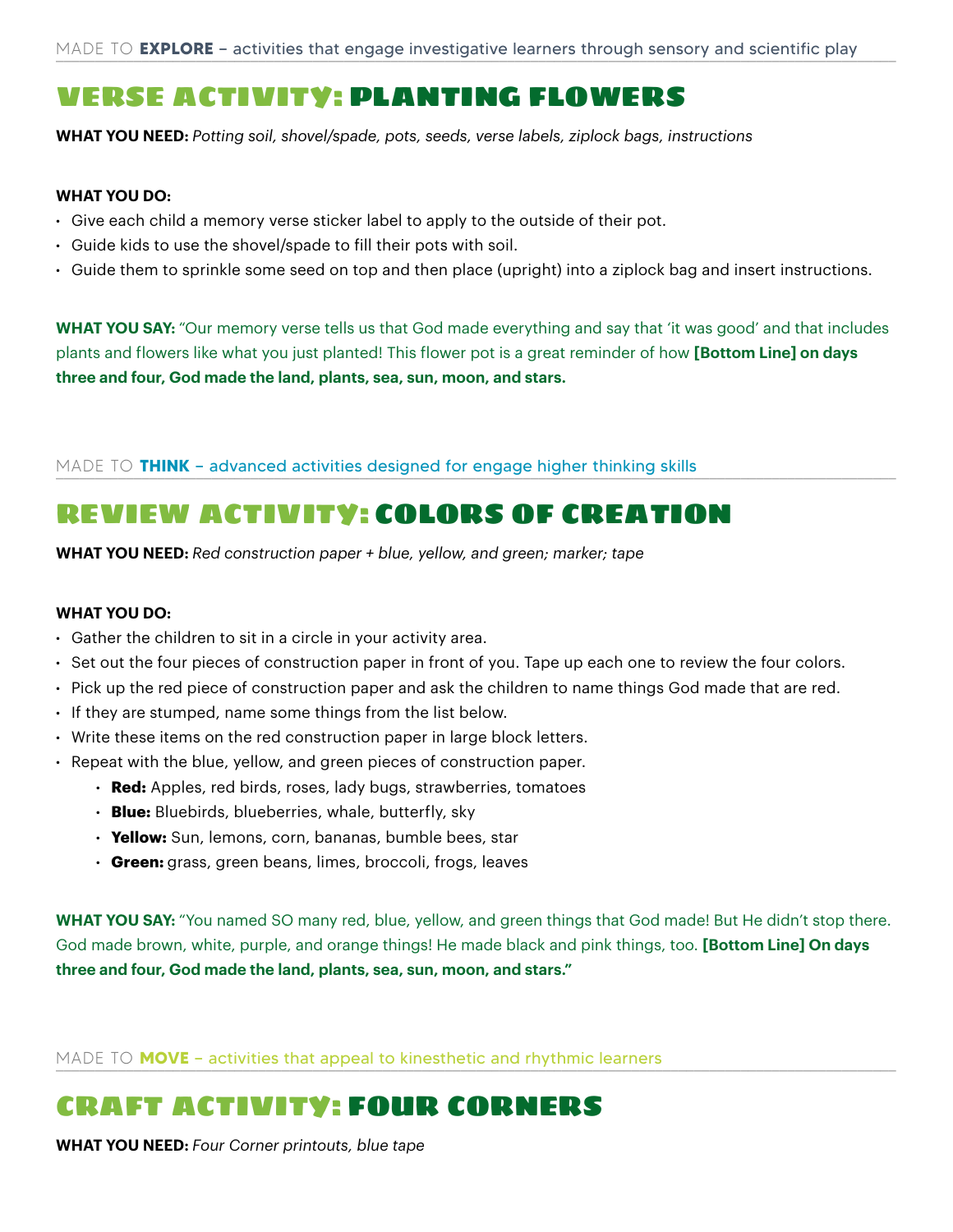MADE TO **EXPLORE** – activities that engage investigative learners through sensory and scientific play

## VERSE ACTIVITY: PLANTING FLOWERS

**WHAT YOU NEED:** *Potting soil, shovel/spade, pots, seeds, verse labels, ziplock bags, instructions*

**WHAT YOU DO:**

- Give each child a memory verse sticker label to apply to the outside of their pot.
- Guide kids to use the shovel/spade to fill their pots with soil.
- Guide them to sprinkle some seed on top and then place (upright) into a ziplock bag and insert instructions.

**WHAT YOU SAY:** "Our memory verse tells us that God made everything and say that 'it was good' and that includes plants and flowers like what you just planted! This flower pot is a great reminder of how **[Bottom Line] on days three and four, God made the land, plants, sea, sun, moon, and stars.**

MADE TO **THINK** – advanced activities designed for engage higher thinking skills

## REVIEW ACTIVITY: COLORS OF CREATION

**WHAT YOU NEED:** *Red construction paper + blue, yellow, and green; marker; tape*

**WHAT YOU DO:**

- Gather the children to sit in a circle in your activity area.
- Set out the four pieces of construction paper in front of you. Tape up each one to review the four colors.
- Pick up the red piece of construction paper and ask the children to name things God made that are red.
- If they are stumped, name some things from the list below.
- Write these items on the red construction paper in large block letters.
- Repeat with the blue, yellow, and green pieces of construction paper.
  - **Red:** Apples, red birds, roses, lady bugs, strawberries, tomatoes
  - **Blue:** Bluebirds, blueberries, whale, butterfly, sky
  - **Yellow:** Sun, lemons, corn, bananas, bumble bees, star
  - **Green:** grass, green beans, limes, broccoli, frogs, leaves

**WHAT YOU SAY:** "You named SO many red, blue, yellow, and green things that God made! But He didn't stop there. God made brown, white, purple, and orange things! He made black and pink things, too. **[Bottom Line] On days three and four, God made the land, plants, sea, sun, moon, and stars."**

MADE TO **MOVE** – activities that appeal to kinesthetic and rhythmic learners

## CRAFT ACTIVITY: FOUR CORNERS

**WHAT YOU NEED:** *Four Corner printouts, blue tape*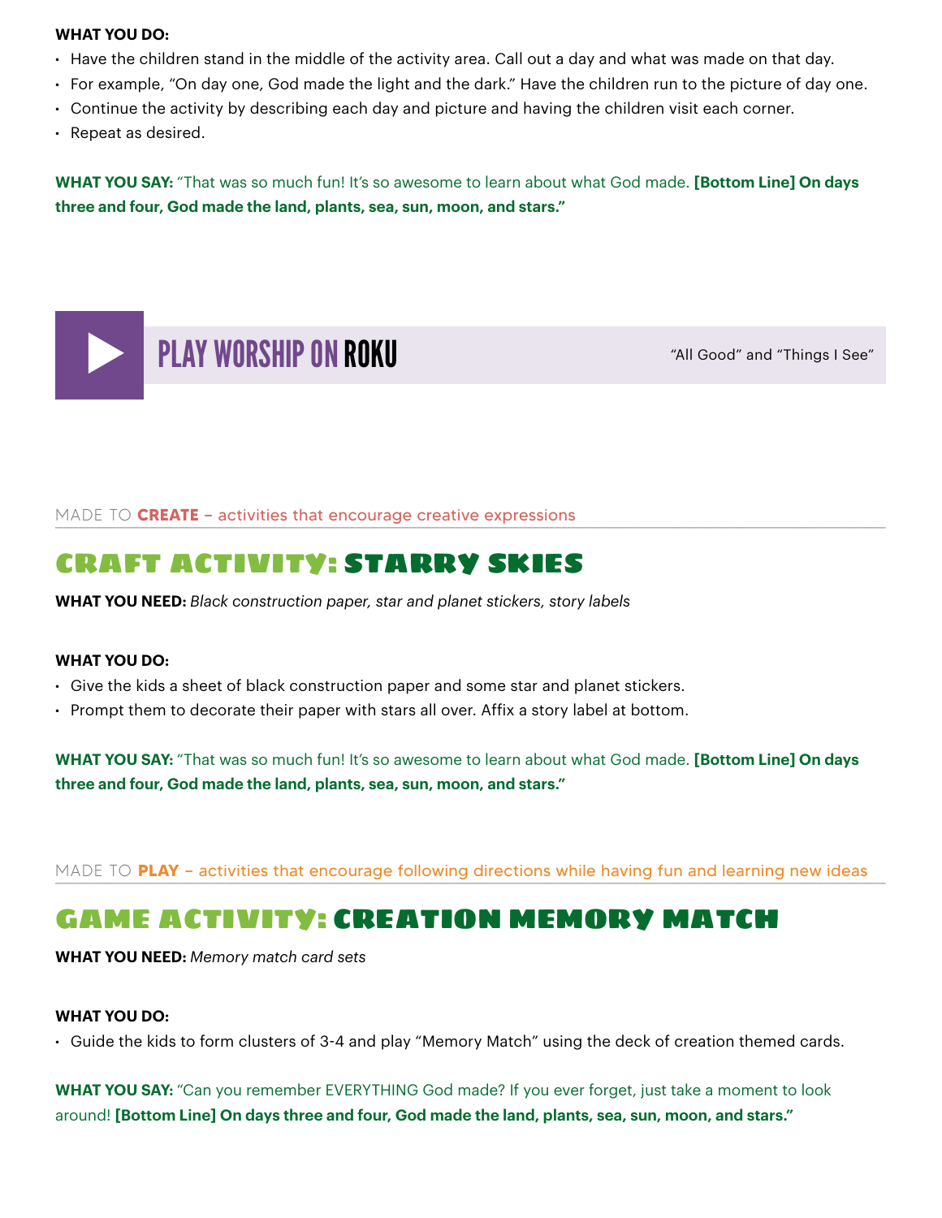**WHAT YOU DO:**

- Have the children stand in the middle of the activity area. Call out a day and what was made on that day.
- For example, "On day one, God made the light and the dark." Have the children run to the picture of day one.
- Continue the activity by describing each day and picture and having the children visit each corner.
- Repeat as desired.

**WHAT YOU SAY:** "That was so much fun! It's so awesome to learn about what God made. **[Bottom Line] On days three and four, God made the land, plants, sea, sun, moon, and stars."**

## PLAY WORSHIP ON ROKU

"All Good" and "Things I See"

MADE TO **CREATE** – activities that encourage creative expressions

## CRAFT ACTIVITY: STARRY SKIES

**WHAT YOU NEED:** *Black construction paper, star and planet stickers, story labels*

**WHAT YOU DO:**

- Give the kids a sheet of black construction paper and some star and planet stickers.
- Prompt them to decorate their paper with stars all over. Affix a story label at bottom.

**WHAT YOU SAY:** "That was so much fun! It's so awesome to learn about what God made. **[Bottom Line] On days three and four, God made the land, plants, sea, sun, moon, and stars."**

MADE TO **PLAY** – activities that encourage following directions while having fun and learning new ideas

## GAME ACTIVITY: CREATION MEMORY MATCH

**WHAT YOU NEED:** *Memory match card sets*

**WHAT YOU DO:**

- Guide the kids to form clusters of 3-4 and play "Memory Match" using the deck of creation themed cards.

**WHAT YOU SAY:** "Can you remember EVERYTHING God made? If you ever forget, just take a moment to look around! **[Bottom Line] On days three and four, God made the land, plants, sea, sun, moon, and stars."**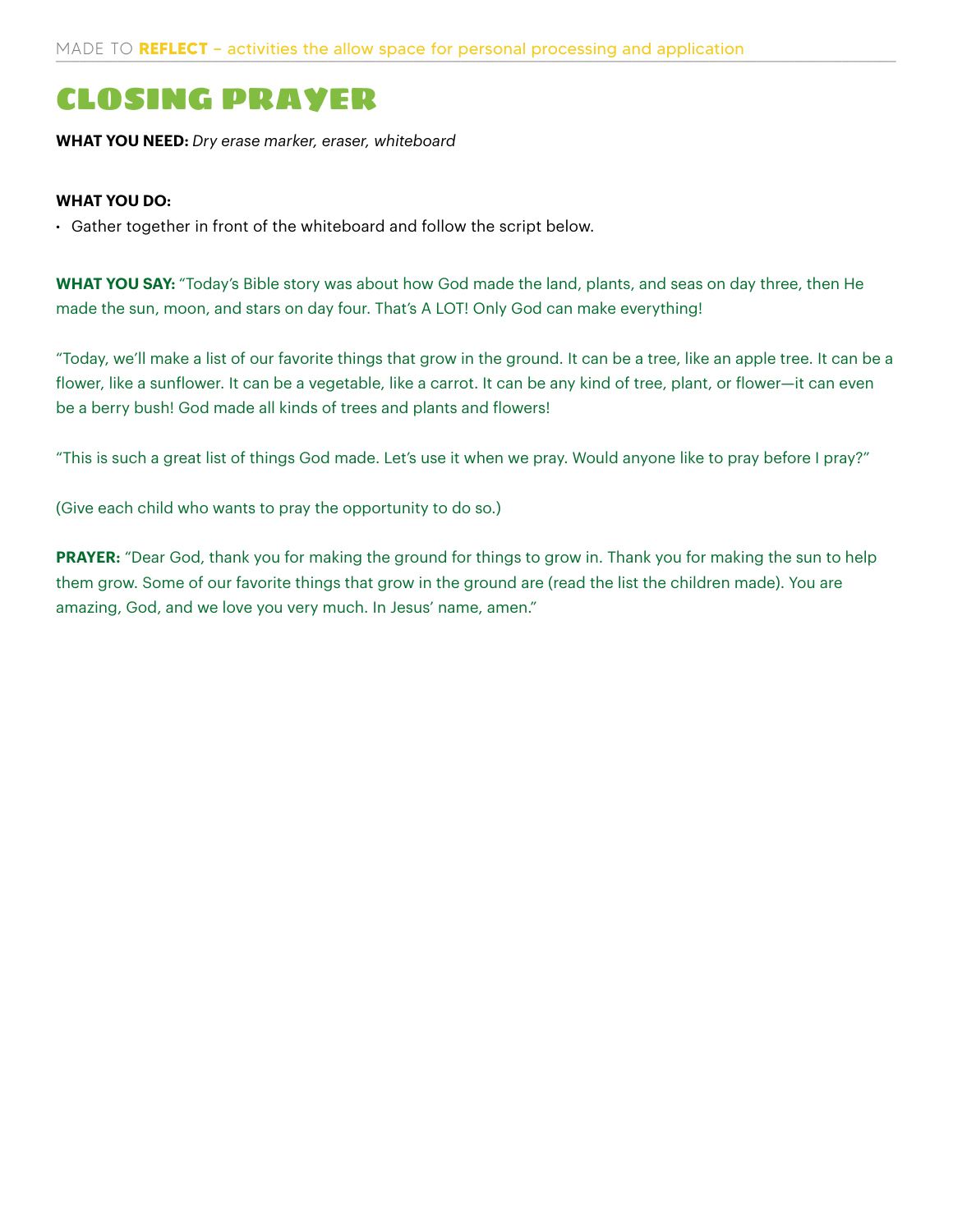MADE TO **REFLECT** – activities the allow space for personal processing and application

# CLOSING PRAYER

**WHAT YOU NEED:** *Dry erase marker, eraser, whiteboard*

**WHAT YOU DO:**

- Gather together in front of the whiteboard and follow the script below.

**WHAT YOU SAY:** "Today's Bible story was about how God made the land, plants, and seas on day three, then He made the sun, moon, and stars on day four. That's A LOT! Only God can make everything!

"Today, we'll make a list of our favorite things that grow in the ground. It can be a tree, like an apple tree. It can be a flower, like a sunflower. It can be a vegetable, like a carrot. It can be any kind of tree, plant, or flower—it can even be a berry bush! God made all kinds of trees and plants and flowers!

"This is such a great list of things God made. Let's use it when we pray. Would anyone like to pray before I pray?"

(Give each child who wants to pray the opportunity to do so.)

**PRAYER:** "Dear God, thank you for making the ground for things to grow in. Thank you for making the sun to help them grow. Some of our favorite things that grow in the ground are (read the list the children made). You are amazing, God, and we love you very much. In Jesus' name, amen."